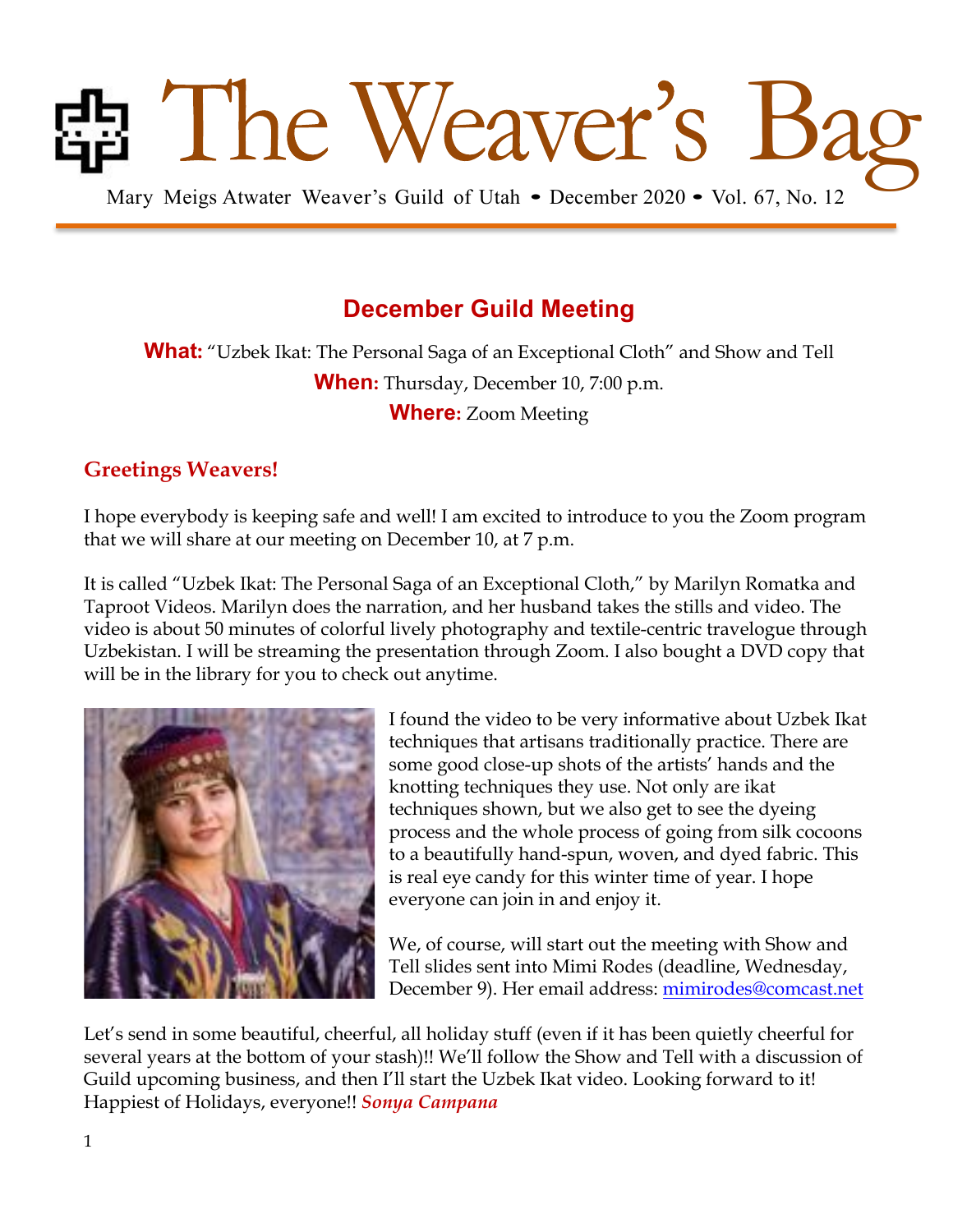# The Weaver's Bag

Mary Meigs Atwater Weaver's Guild of Utah • December 2020 • Vol. 67, No. 12

## December Guild Meeting

**What:** "Uzbek Ikat: The Personal Saga of an Exceptional Cloth" and Show and Tell

**When:** Thursday, December 10, 7:00 p.m.

**Where:** Zoom Meeting

### Greetings Weavers!

I hope everybody is keeping safe and well! I am excited to introduce to you the Zoom program that we will share at our meeting on December 10, at 7 p.m.

It is called "Uzbek Ikat: The Personal Saga of an Exceptional Cloth," by Marilyn Romatka and Taproot Videos. Marilyn does the narration, and her husband takes the stills and video. The video is about 50 minutes of colorful lively photography and textile-centric travelogue through Uzbekistan. I will be streaming the presentation through Zoom. I also bought a DVD copy that will be in the library for you to check out anytime.

I found the video to be very informative about Uzbek Ikat techniques that artisans traditionally practice. There are some good close-up shots of the artists' hands and the knotting techniques they use. Not only are ikat techniques shown, but we also get to see the dyeing process and the whole process of going from silk cocoons to a beautifully hand-spun, woven, and dyed fabric. This is real eye candy for this winter time of year. I hope everyone can join in and enjoy it.

We, of course, will start out the meeting with Show and Tell slides sent into Mimi Rodes (deadline, Wednesday, December 9). Her email address: mimirodes@comcast.net

Let's send in some beautiful, cheerful, all holiday stuff (even if it has been quietly cheerful for several years at the bottom of your stash)!! We'll follow the Show and Tell with a discussion of Guild upcoming business, and then I'll start the Uzbek Ikat video. Looking forward to it! Happiest of Holidays, everyone!! ***Sonya Campana***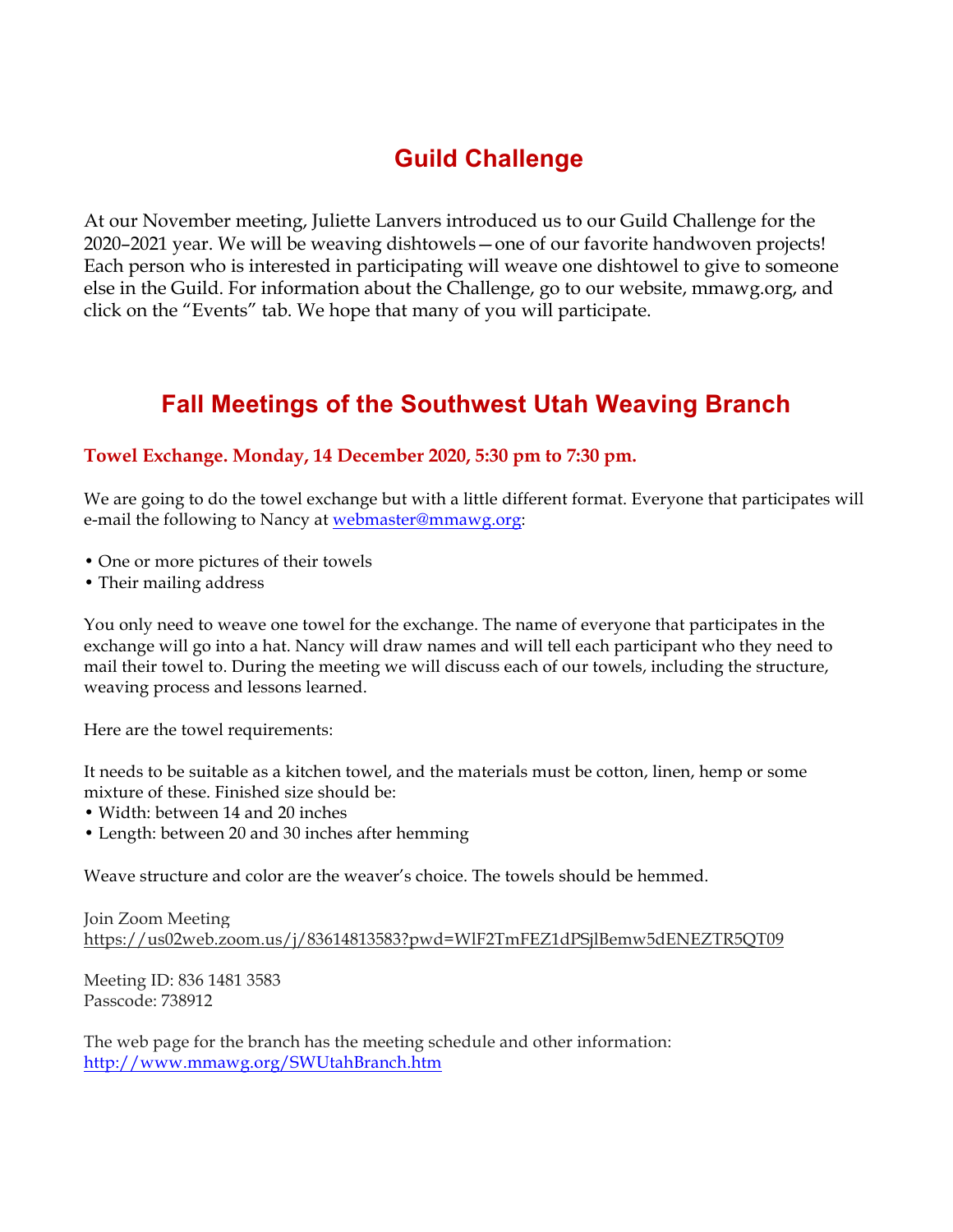# Guild Challenge

At our November meeting, Juliette Lanvers introduced us to our Guild Challenge for the 2020–2021 year. We will be weaving dishtowels—one of our favorite handwoven projects! Each person who is interested in participating will weave one dishtowel to give to someone else in the Guild. For information about the Challenge, go to our website, mmawg.org, and click on the "Events" tab. We hope that many of you will participate.

# Fall Meetings of the Southwest Utah Weaving Branch

### Towel Exchange. Monday, 14 December 2020, 5:30 pm to 7:30 pm.

We are going to do the towel exchange but with a little different format. Everyone that participates will e-mail the following to Nancy at webmaster@mmawg.org:

- One or more pictures of their towels
- Their mailing address

You only need to weave one towel for the exchange. The name of everyone that participates in the exchange will go into a hat. Nancy will draw names and will tell each participant who they need to mail their towel to. During the meeting we will discuss each of our towels, including the structure, weaving process and lessons learned.

Here are the towel requirements:

It needs to be suitable as a kitchen towel, and the materials must be cotton, linen, hemp or some mixture of these. Finished size should be:
- Width: between 14 and 20 inches
- Length: between 20 and 30 inches after hemming

Weave structure and color are the weaver's choice. The towels should be hemmed.

Join Zoom Meeting
https://us02web.zoom.us/j/83614813583?pwd=WlF2TmFEZ1dPSjlBemw5dENEZTR5QT09

Meeting ID: 836 1481 3583
Passcode: 738912

The web page for the branch has the meeting schedule and other information:
http://www.mmawg.org/SWUtahBranch.htm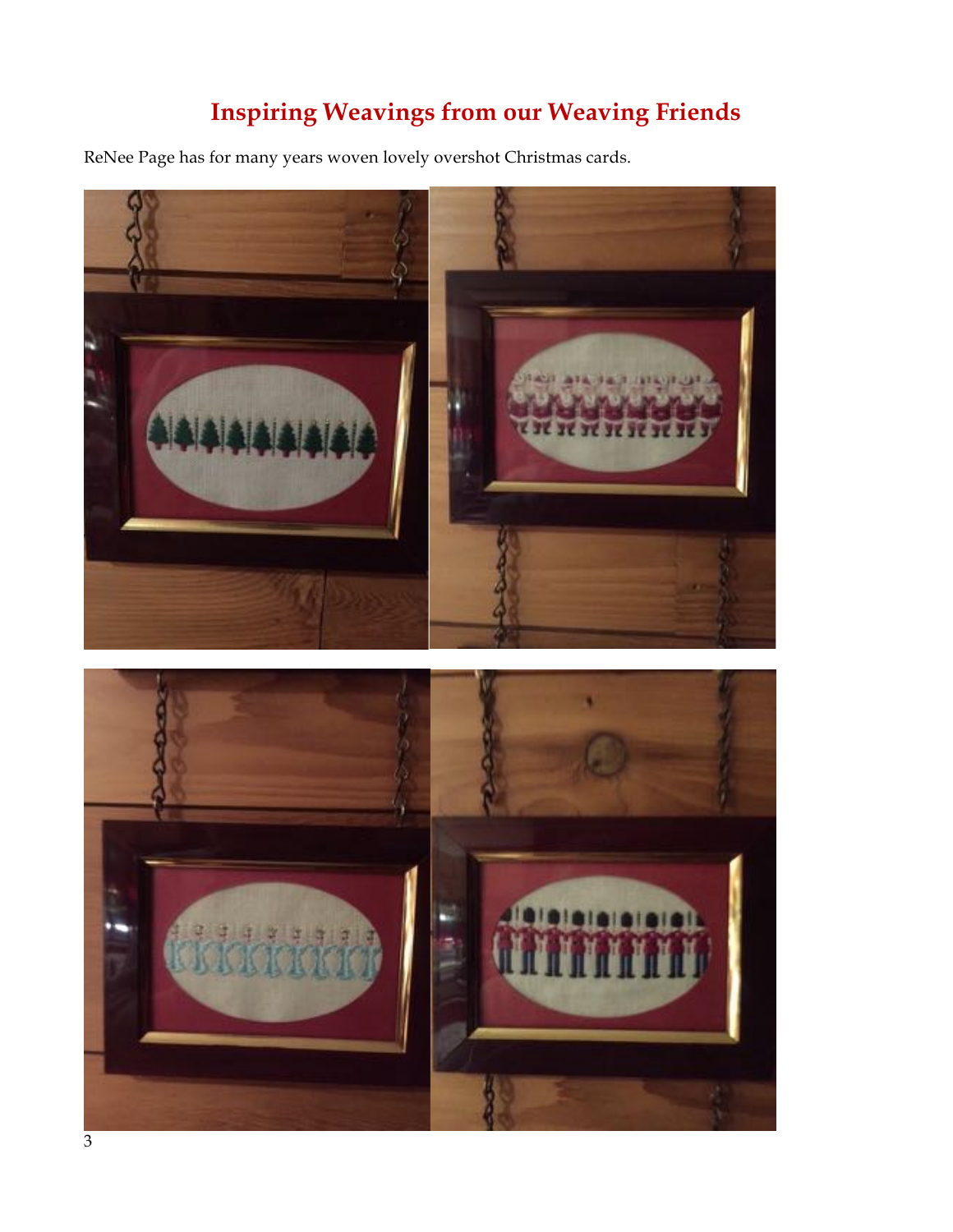# Inspiring Weavings from our Weaving Friends

ReNee Page has for many years woven lovely overshot Christmas cards.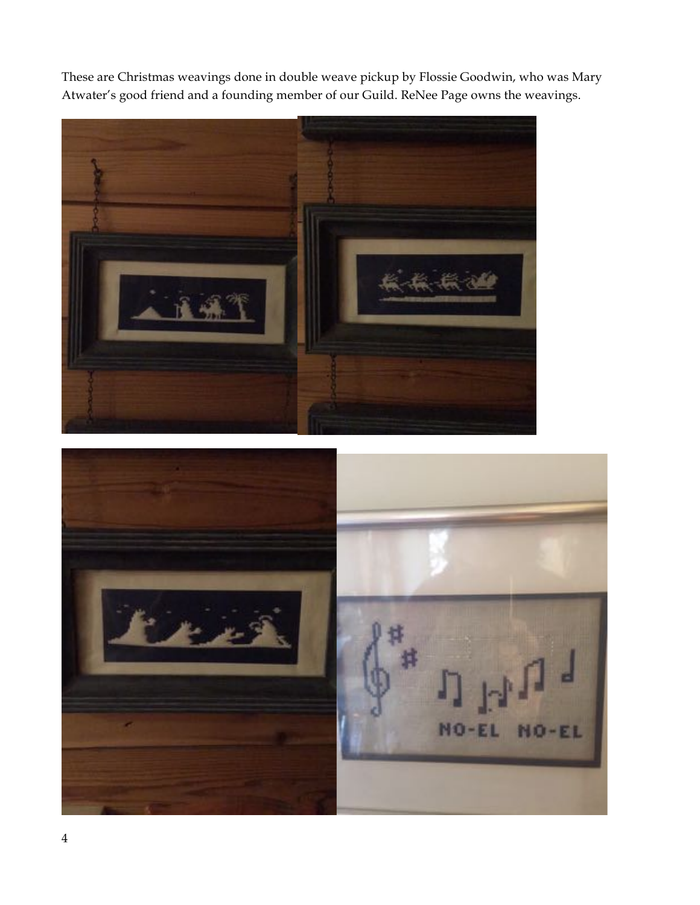These are Christmas weavings done in double weave pickup by Flossie Goodwin, who was Mary Atwater's good friend and a founding member of our Guild. ReNee Page owns the weavings.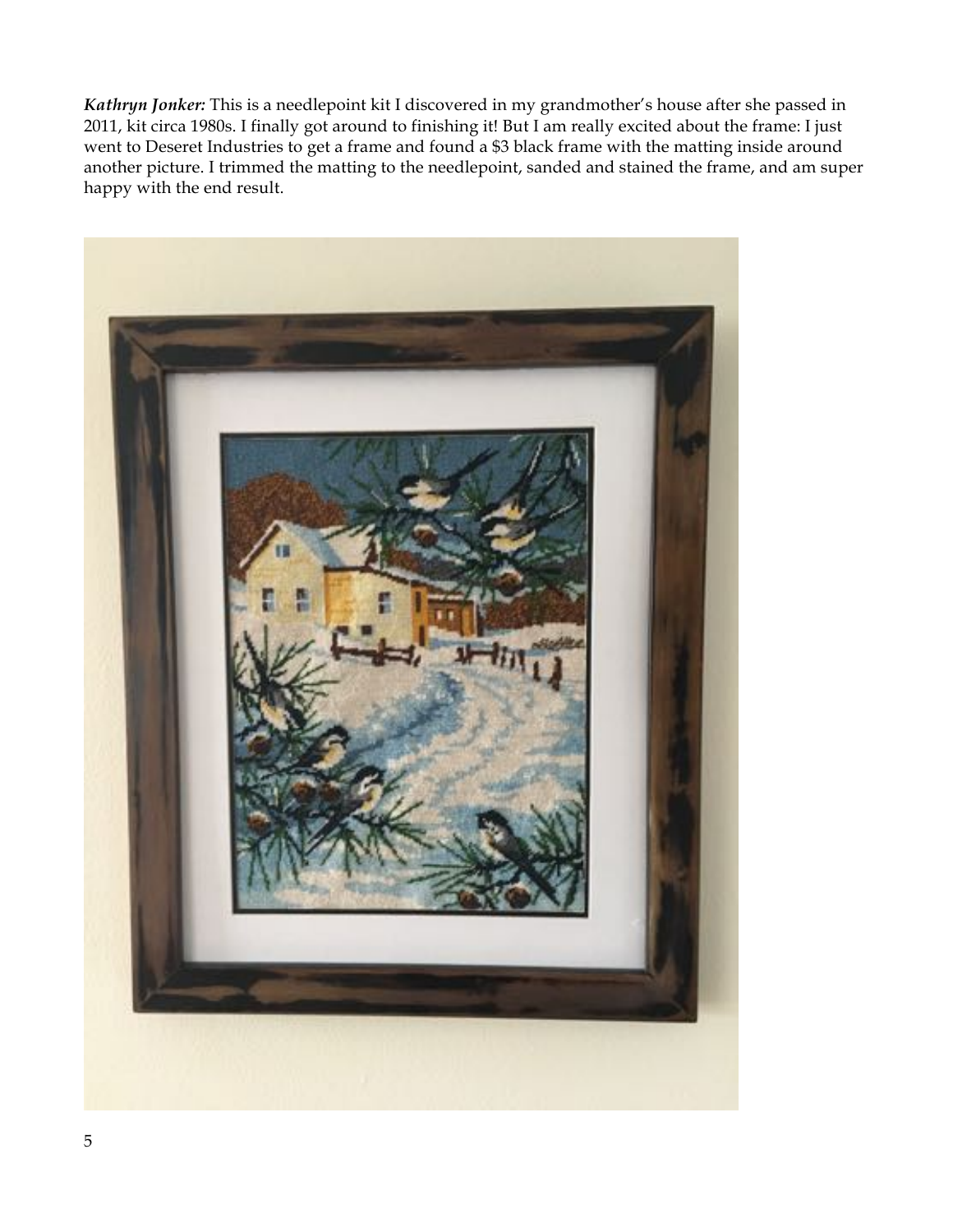***Kathryn Jonker:*** This is a needlepoint kit I discovered in my grandmother's house after she passed in 2011, kit circa 1980s. I finally got around to finishing it! But I am really excited about the frame: I just went to Deseret Industries to get a frame and found a $3 black frame with the matting inside around another picture. I trimmed the matting to the needlepoint, sanded and stained the frame, and am super happy with the end result.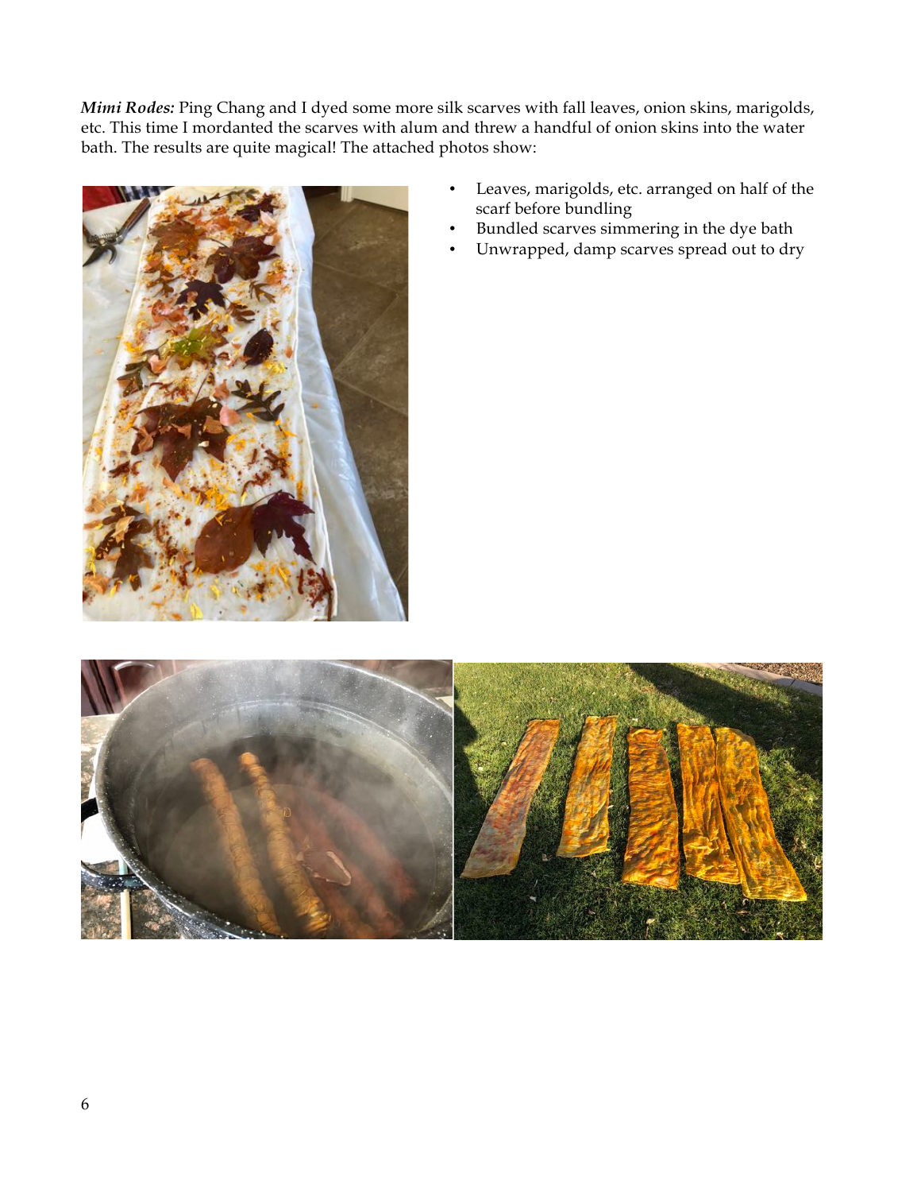***Mimi Rodes:*** Ping Chang and I dyed some more silk scarves with fall leaves, onion skins, marigolds, etc. This time I mordanted the scarves with alum and threw a handful of onion skins into the water bath. The results are quite magical! The attached photos show:

- Leaves, marigolds, etc. arranged on half of the scarf before bundling
- Bundled scarves simmering in the dye bath
- Unwrapped, damp scarves spread out to dry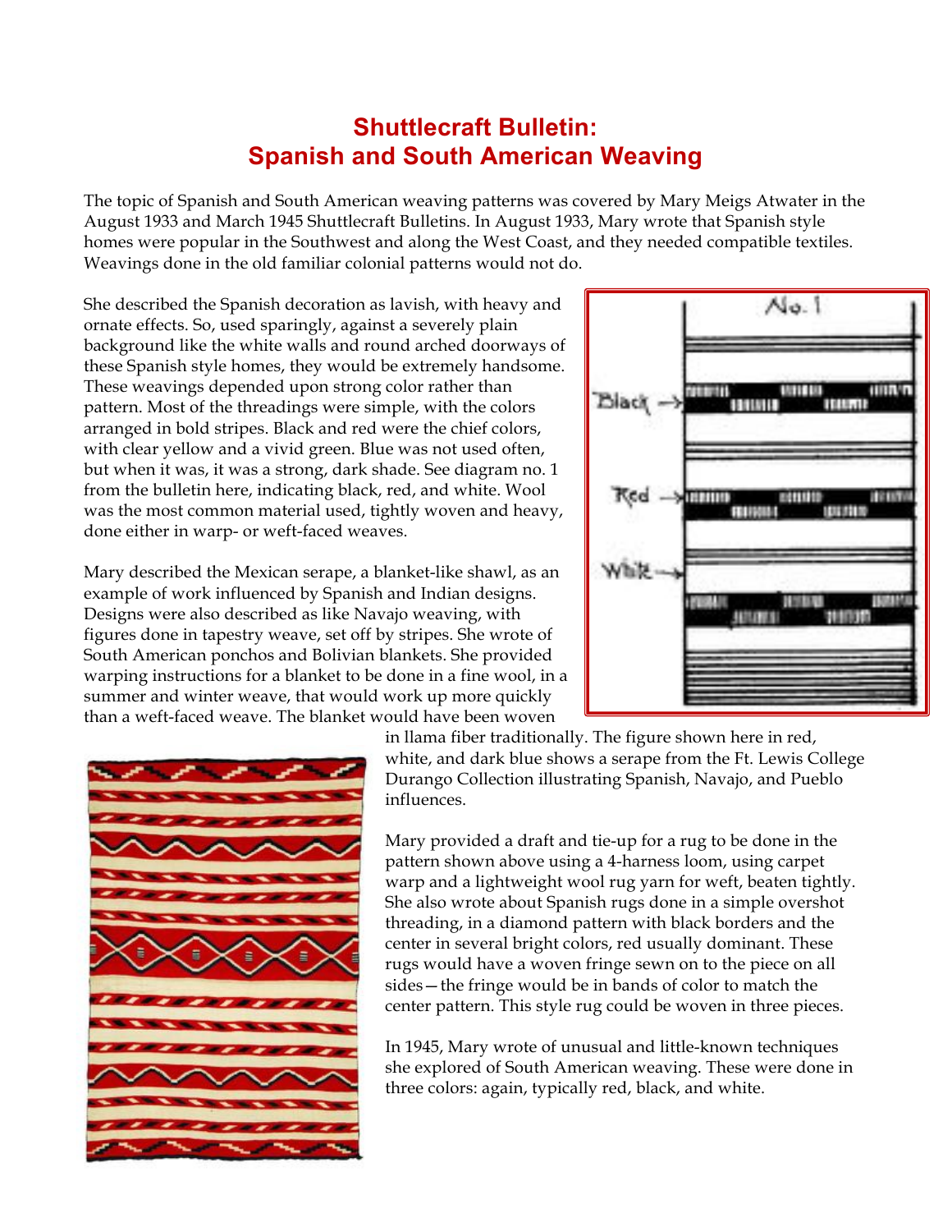# Shuttlecraft Bulletin: Spanish and South American Weaving

The topic of Spanish and South American weaving patterns was covered by Mary Meigs Atwater in the August 1933 and March 1945 Shuttlecraft Bulletins. In August 1933, Mary wrote that Spanish style homes were popular in the Southwest and along the West Coast, and they needed compatible textiles. Weavings done in the old familiar colonial patterns would not do.

She described the Spanish decoration as lavish, with heavy and ornate effects. So, used sparingly, against a severely plain background like the white walls and round arched doorways of these Spanish style homes, they would be extremely handsome. These weavings depended upon strong color rather than pattern. Most of the threadings were simple, with the colors arranged in bold stripes. Black and red were the chief colors, with clear yellow and a vivid green. Blue was not used often, but when it was, it was a strong, dark shade. See diagram no. 1 from the bulletin here, indicating black, red, and white. Wool was the most common material used, tightly woven and heavy, done either in warp- or weft-faced weaves.

Mary described the Mexican serape, a blanket-like shawl, as an example of work influenced by Spanish and Indian designs. Designs were also described as like Navajo weaving, with figures done in tapestry weave, set off by stripes. She wrote of South American ponchos and Bolivian blankets. She provided warping instructions for a blanket to be done in a fine wool, in a summer and winter weave, that would work up more quickly than a weft-faced weave. The blanket would have been woven in llama fiber traditionally. The figure shown here in red, white, and dark blue shows a serape from the Ft. Lewis College Durango Collection illustrating Spanish, Navajo, and Pueblo influences.

Mary provided a draft and tie-up for a rug to be done in the pattern shown above using a 4-harness loom, using carpet warp and a lightweight wool rug yarn for weft, beaten tightly. She also wrote about Spanish rugs done in a simple overshot threading, in a diamond pattern with black borders and the center in several bright colors, red usually dominant. These rugs would have a woven fringe sewn on to the piece on all sides—the fringe would be in bands of color to match the center pattern. This style rug could be woven in three pieces.

In 1945, Mary wrote of unusual and little-known techniques she explored of South American weaving. These were done in three colors: again, typically red, black, and white.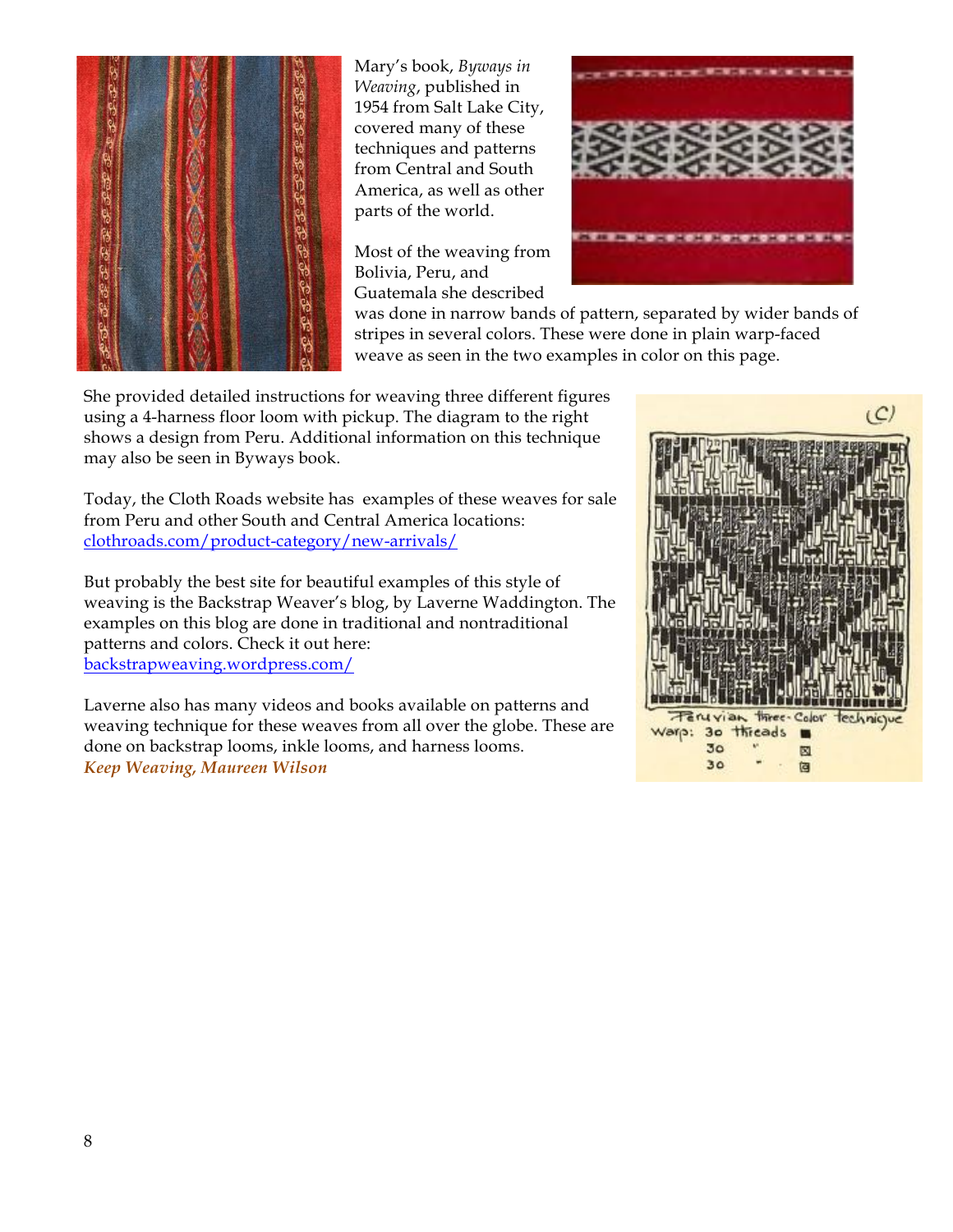Mary's book, *Byways in Weaving*, published in 1954 from Salt Lake City, covered many of these techniques and patterns from Central and South America, as well as other parts of the world.

Most of the weaving from Bolivia, Peru, and Guatemala she described was done in narrow bands of pattern, separated by wider bands of stripes in several colors. These were done in plain warp-faced weave as seen in the two examples in color on this page.

She provided detailed instructions for weaving three different figures using a 4-harness floor loom with pickup. The diagram to the right shows a design from Peru. Additional information on this technique may also be seen in Byways book.

(C)

Peruvian three-Color technique
Warp: 30 threads ■
30 " ⊠
30 " ▣

Today, the Cloth Roads website has examples of these weaves for sale from Peru and other South and Central America locations: [clothroads.com/product-category/new-arrivals/](clothroads.com/product-category/new-arrivals/)

But probably the best site for beautiful examples of this style of weaving is the Backstrap Weaver's blog, by Laverne Waddington. The examples on this blog are done in traditional and nontraditional patterns and colors. Check it out here: [backstrapweaving.wordpress.com/](backstrapweaving.wordpress.com/)

Laverne also has many videos and books available on patterns and weaving technique for these weaves from all over the globe. These are done on backstrap looms, inkle looms, and harness looms.

***Keep Weaving, Maureen Wilson***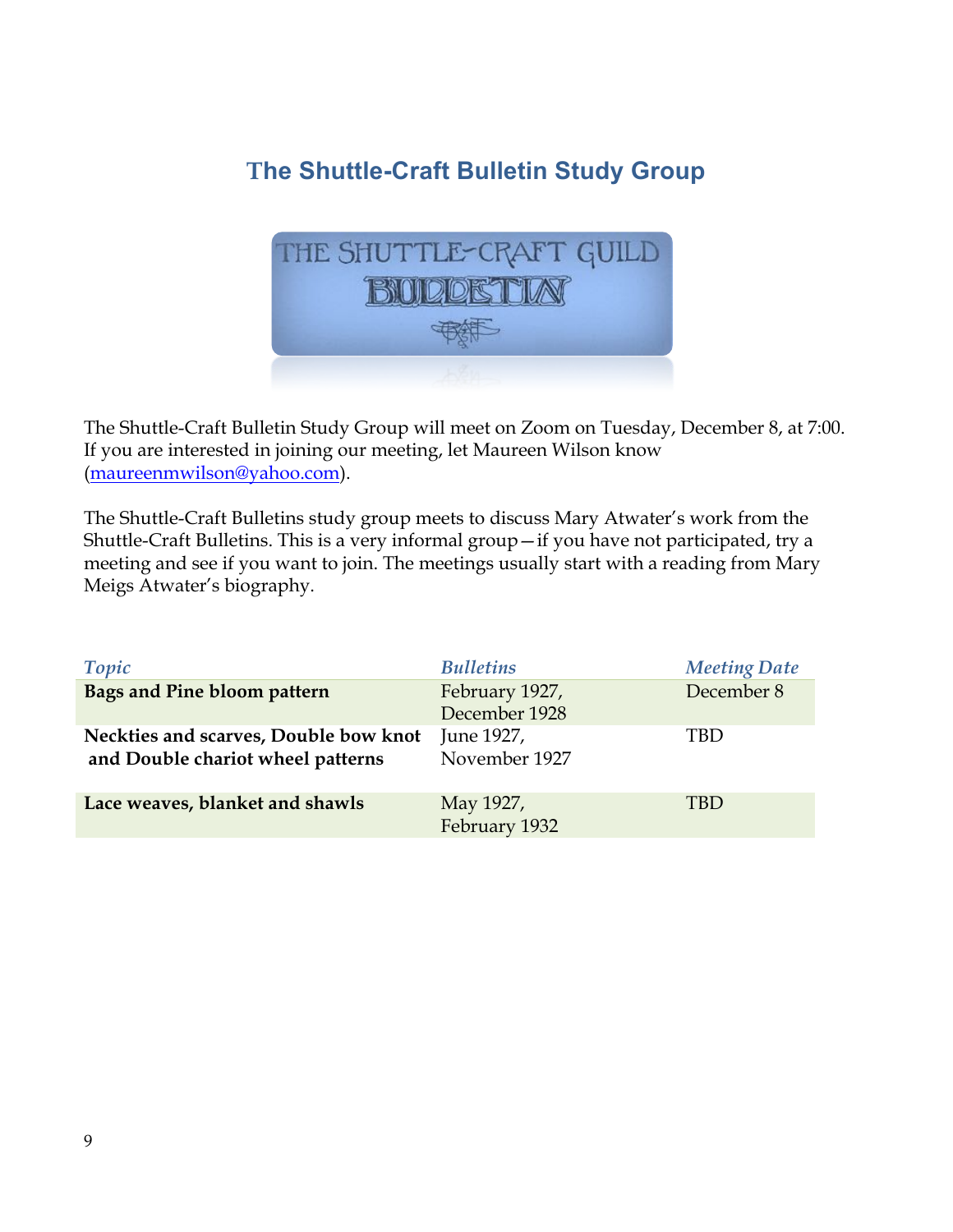# The Shuttle-Craft Bulletin Study Group

The Shuttle-Craft Bulletin Study Group will meet on Zoom on Tuesday, December 8, at 7:00. If you are interested in joining our meeting, let Maureen Wilson know (maureenmwilson@yahoo.com).

The Shuttle-Craft Bulletins study group meets to discuss Mary Atwater's work from the Shuttle-Craft Bulletins. This is a very informal group—if you have not participated, try a meeting and see if you want to join. The meetings usually start with a reading from Mary Meigs Atwater's biography.

| *Topic* | *Bulletins* | *Meeting Date* |
|---|---|---|
| **Bags and Pine bloom pattern** | February 1927, December 1928 | December 8 |
| **Neckties and scarves, Double bow knot and Double chariot wheel patterns** | June 1927, November 1927 | TBD |
| **Lace weaves, blanket and shawls** | May 1927, February 1932 | TBD |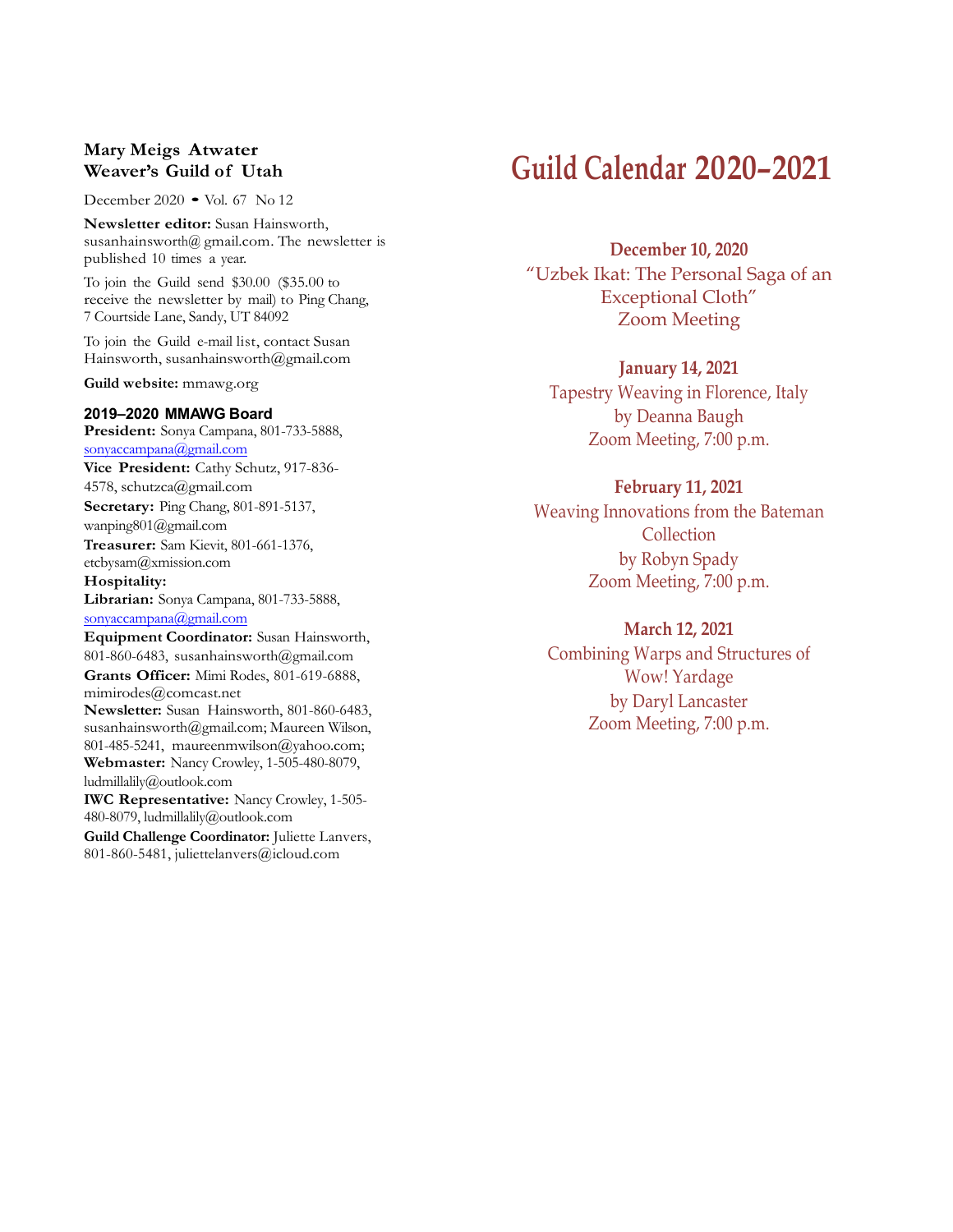**Mary Meigs Atwater**
**Weaver's Guild of Utah**

December 2020 • Vol. 67 No 12

**Newsletter editor:** Susan Hainsworth, susanhainsworth@ gmail.com. The newsletter is published 10 times a year.

To join the Guild send $30.00 ($35.00 to receive the newsletter by mail) to Ping Chang, 7 Courtside Lane, Sandy, UT 84092

To join the Guild e-mail list, contact Susan Hainsworth, susanhainsworth@gmail.com

**Guild website:** mmawg.org

### 2019–2020 MMAWG Board

**President:** Sonya Campana, 801-733-5888, sonyaccampana@gmail.com
**Vice President:** Cathy Schutz, 917-836-4578, schutzca@gmail.com
**Secretary:** Ping Chang, 801-891-5137, wanping801@gmail.com
**Treasurer:** Sam Kievit, 801-661-1376, etcbysam@xmission.com
**Hospitality:**
**Librarian:** Sonya Campana, 801-733-5888, sonyaccampana@gmail.com
**Equipment Coordinator:** Susan Hainsworth, 801-860-6483, susanhainsworth@gmail.com
**Grants Officer:** Mimi Rodes, 801-619-6888, mimirodes@comcast.net
**Newsletter:** Susan Hainsworth, 801-860-6483, susanhainsworth@gmail.com; Maureen Wilson, 801-485-5241, maureenmwilson@yahoo.com;
**Webmaster:** Nancy Crowley, 1-505-480-8079, ludmillalily@outlook.com
**IWC Representative:** Nancy Crowley, 1-505-480-8079, ludmillalily@outlook.com
**Guild Challenge Coordinator:** Juliette Lanvers, 801-860-5481, juliettelanvers@icloud.com

# Guild Calendar 2020–2021

**December 10, 2020**
"Uzbek Ikat: The Personal Saga of an Exceptional Cloth"
Zoom Meeting

**January 14, 2021**
Tapestry Weaving in Florence, Italy
by Deanna Baugh
Zoom Meeting, 7:00 p.m.

**February 11, 2021**
Weaving Innovations from the Bateman Collection
by Robyn Spady
Zoom Meeting, 7:00 p.m.

**March 12, 2021**
Combining Warps and Structures of Wow! Yardage
by Daryl Lancaster
Zoom Meeting, 7:00 p.m.